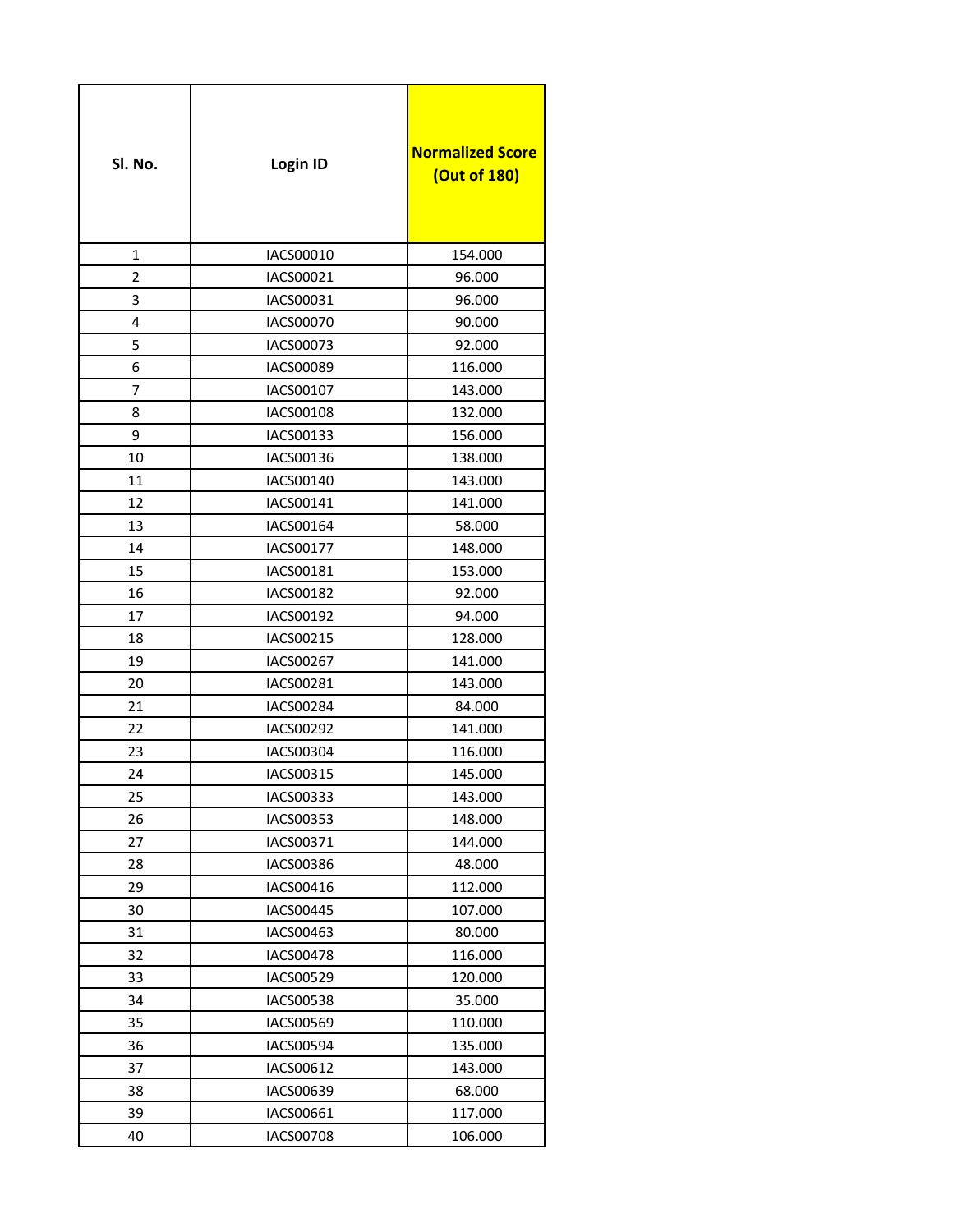| Sl. No. | Login ID | Normalized Score (Out of 180) |
|---|---|---|
| 1 | IACS00010 | 154.000 |
| 2 | IACS00021 | 96.000 |
| 3 | IACS00031 | 96.000 |
| 4 | IACS00070 | 90.000 |
| 5 | IACS00073 | 92.000 |
| 6 | IACS00089 | 116.000 |
| 7 | IACS00107 | 143.000 |
| 8 | IACS00108 | 132.000 |
| 9 | IACS00133 | 156.000 |
| 10 | IACS00136 | 138.000 |
| 11 | IACS00140 | 143.000 |
| 12 | IACS00141 | 141.000 |
| 13 | IACS00164 | 58.000 |
| 14 | IACS00177 | 148.000 |
| 15 | IACS00181 | 153.000 |
| 16 | IACS00182 | 92.000 |
| 17 | IACS00192 | 94.000 |
| 18 | IACS00215 | 128.000 |
| 19 | IACS00267 | 141.000 |
| 20 | IACS00281 | 143.000 |
| 21 | IACS00284 | 84.000 |
| 22 | IACS00292 | 141.000 |
| 23 | IACS00304 | 116.000 |
| 24 | IACS00315 | 145.000 |
| 25 | IACS00333 | 143.000 |
| 26 | IACS00353 | 148.000 |
| 27 | IACS00371 | 144.000 |
| 28 | IACS00386 | 48.000 |
| 29 | IACS00416 | 112.000 |
| 30 | IACS00445 | 107.000 |
| 31 | IACS00463 | 80.000 |
| 32 | IACS00478 | 116.000 |
| 33 | IACS00529 | 120.000 |
| 34 | IACS00538 | 35.000 |
| 35 | IACS00569 | 110.000 |
| 36 | IACS00594 | 135.000 |
| 37 | IACS00612 | 143.000 |
| 38 | IACS00639 | 68.000 |
| 39 | IACS00661 | 117.000 |
| 40 | IACS00708 | 106.000 |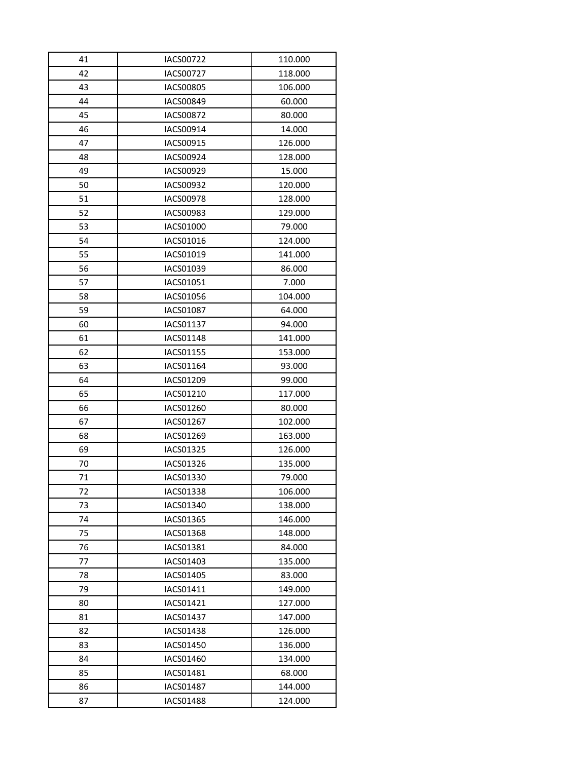| 41 | IACS00722 | 110.000 |
|---|---|---|
| 42 | IACS00727 | 118.000 |
| 43 | IACS00805 | 106.000 |
| 44 | IACS00849 | 60.000 |
| 45 | IACS00872 | 80.000 |
| 46 | IACS00914 | 14.000 |
| 47 | IACS00915 | 126.000 |
| 48 | IACS00924 | 128.000 |
| 49 | IACS00929 | 15.000 |
| 50 | IACS00932 | 120.000 |
| 51 | IACS00978 | 128.000 |
| 52 | IACS00983 | 129.000 |
| 53 | IACS01000 | 79.000 |
| 54 | IACS01016 | 124.000 |
| 55 | IACS01019 | 141.000 |
| 56 | IACS01039 | 86.000 |
| 57 | IACS01051 | 7.000 |
| 58 | IACS01056 | 104.000 |
| 59 | IACS01087 | 64.000 |
| 60 | IACS01137 | 94.000 |
| 61 | IACS01148 | 141.000 |
| 62 | IACS01155 | 153.000 |
| 63 | IACS01164 | 93.000 |
| 64 | IACS01209 | 99.000 |
| 65 | IACS01210 | 117.000 |
| 66 | IACS01260 | 80.000 |
| 67 | IACS01267 | 102.000 |
| 68 | IACS01269 | 163.000 |
| 69 | IACS01325 | 126.000 |
| 70 | IACS01326 | 135.000 |
| 71 | IACS01330 | 79.000 |
| 72 | IACS01338 | 106.000 |
| 73 | IACS01340 | 138.000 |
| 74 | IACS01365 | 146.000 |
| 75 | IACS01368 | 148.000 |
| 76 | IACS01381 | 84.000 |
| 77 | IACS01403 | 135.000 |
| 78 | IACS01405 | 83.000 |
| 79 | IACS01411 | 149.000 |
| 80 | IACS01421 | 127.000 |
| 81 | IACS01437 | 147.000 |
| 82 | IACS01438 | 126.000 |
| 83 | IACS01450 | 136.000 |
| 84 | IACS01460 | 134.000 |
| 85 | IACS01481 | 68.000 |
| 86 | IACS01487 | 144.000 |
| 87 | IACS01488 | 124.000 |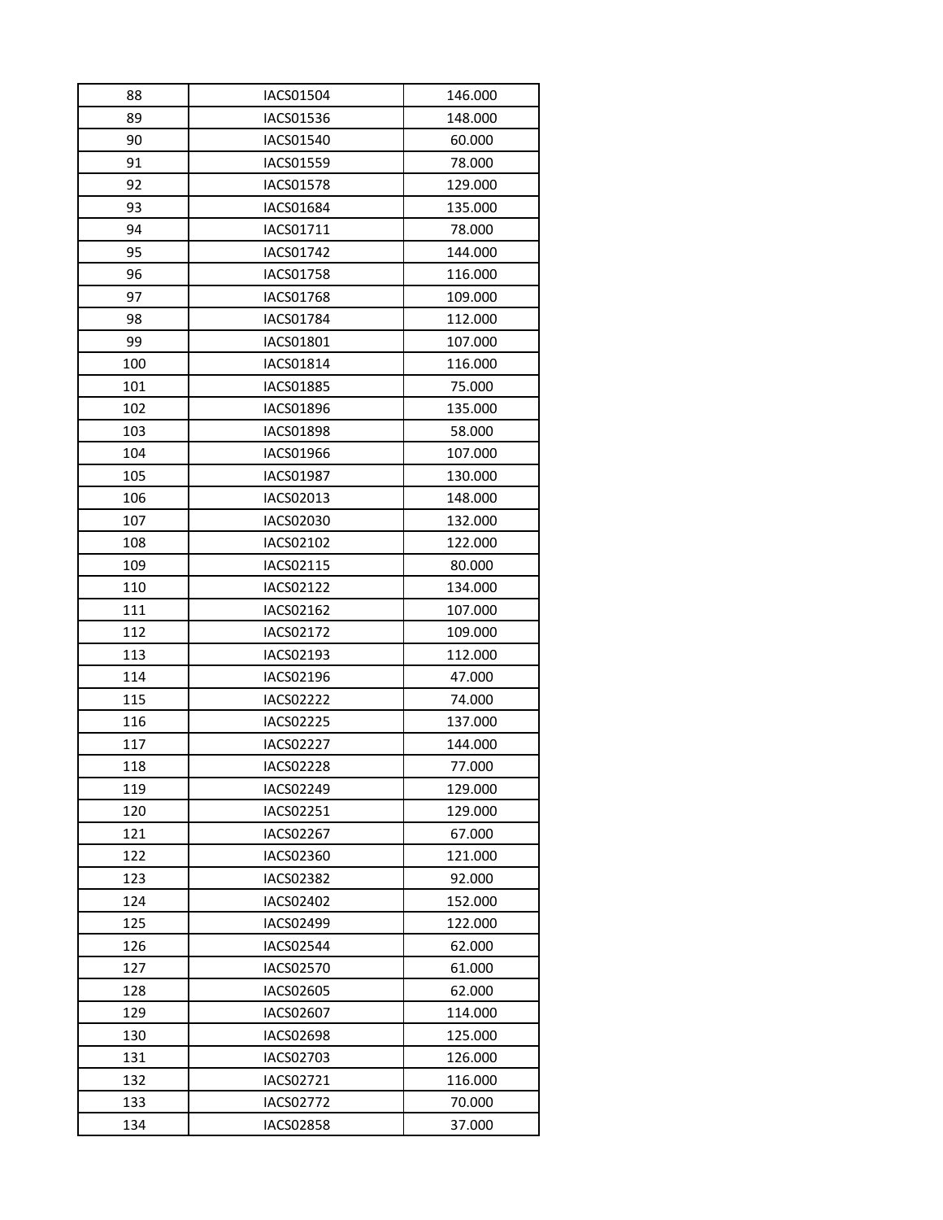| 88 | IACS01504 | 146.000 |
|---|---|---|
| 89 | IACS01536 | 148.000 |
| 90 | IACS01540 | 60.000 |
| 91 | IACS01559 | 78.000 |
| 92 | IACS01578 | 129.000 |
| 93 | IACS01684 | 135.000 |
| 94 | IACS01711 | 78.000 |
| 95 | IACS01742 | 144.000 |
| 96 | IACS01758 | 116.000 |
| 97 | IACS01768 | 109.000 |
| 98 | IACS01784 | 112.000 |
| 99 | IACS01801 | 107.000 |
| 100 | IACS01814 | 116.000 |
| 101 | IACS01885 | 75.000 |
| 102 | IACS01896 | 135.000 |
| 103 | IACS01898 | 58.000 |
| 104 | IACS01966 | 107.000 |
| 105 | IACS01987 | 130.000 |
| 106 | IACS02013 | 148.000 |
| 107 | IACS02030 | 132.000 |
| 108 | IACS02102 | 122.000 |
| 109 | IACS02115 | 80.000 |
| 110 | IACS02122 | 134.000 |
| 111 | IACS02162 | 107.000 |
| 112 | IACS02172 | 109.000 |
| 113 | IACS02193 | 112.000 |
| 114 | IACS02196 | 47.000 |
| 115 | IACS02222 | 74.000 |
| 116 | IACS02225 | 137.000 |
| 117 | IACS02227 | 144.000 |
| 118 | IACS02228 | 77.000 |
| 119 | IACS02249 | 129.000 |
| 120 | IACS02251 | 129.000 |
| 121 | IACS02267 | 67.000 |
| 122 | IACS02360 | 121.000 |
| 123 | IACS02382 | 92.000 |
| 124 | IACS02402 | 152.000 |
| 125 | IACS02499 | 122.000 |
| 126 | IACS02544 | 62.000 |
| 127 | IACS02570 | 61.000 |
| 128 | IACS02605 | 62.000 |
| 129 | IACS02607 | 114.000 |
| 130 | IACS02698 | 125.000 |
| 131 | IACS02703 | 126.000 |
| 132 | IACS02721 | 116.000 |
| 133 | IACS02772 | 70.000 |
| 134 | IACS02858 | 37.000 |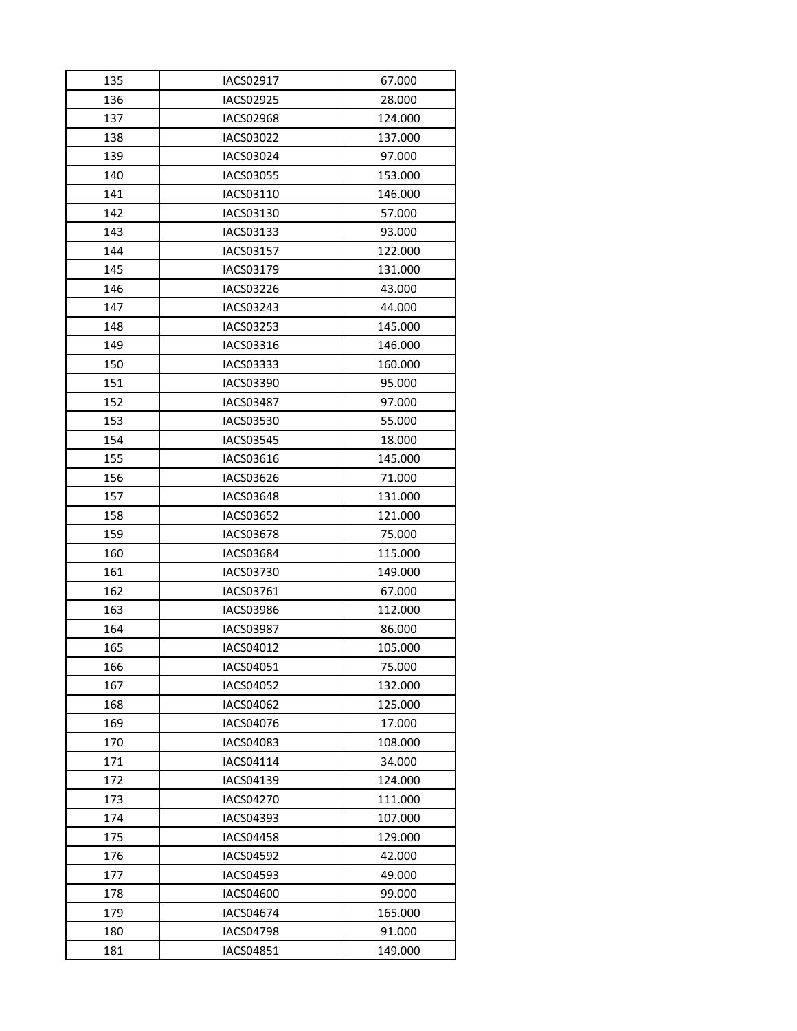| | | |
|---|---|---|
| 135 | IACS02917 | 67.000 |
| 136 | IACS02925 | 28.000 |
| 137 | IACS02968 | 124.000 |
| 138 | IACS03022 | 137.000 |
| 139 | IACS03024 | 97.000 |
| 140 | IACS03055 | 153.000 |
| 141 | IACS03110 | 146.000 |
| 142 | IACS03130 | 57.000 |
| 143 | IACS03133 | 93.000 |
| 144 | IACS03157 | 122.000 |
| 145 | IACS03179 | 131.000 |
| 146 | IACS03226 | 43.000 |
| 147 | IACS03243 | 44.000 |
| 148 | IACS03253 | 145.000 |
| 149 | IACS03316 | 146.000 |
| 150 | IACS03333 | 160.000 |
| 151 | IACS03390 | 95.000 |
| 152 | IACS03487 | 97.000 |
| 153 | IACS03530 | 55.000 |
| 154 | IACS03545 | 18.000 |
| 155 | IACS03616 | 145.000 |
| 156 | IACS03626 | 71.000 |
| 157 | IACS03648 | 131.000 |
| 158 | IACS03652 | 121.000 |
| 159 | IACS03678 | 75.000 |
| 160 | IACS03684 | 115.000 |
| 161 | IACS03730 | 149.000 |
| 162 | IACS03761 | 67.000 |
| 163 | IACS03986 | 112.000 |
| 164 | IACS03987 | 86.000 |
| 165 | IACS04012 | 105.000 |
| 166 | IACS04051 | 75.000 |
| 167 | IACS04052 | 132.000 |
| 168 | IACS04062 | 125.000 |
| 169 | IACS04076 | 17.000 |
| 170 | IACS04083 | 108.000 |
| 171 | IACS04114 | 34.000 |
| 172 | IACS04139 | 124.000 |
| 173 | IACS04270 | 111.000 |
| 174 | IACS04393 | 107.000 |
| 175 | IACS04458 | 129.000 |
| 176 | IACS04592 | 42.000 |
| 177 | IACS04593 | 49.000 |
| 178 | IACS04600 | 99.000 |
| 179 | IACS04674 | 165.000 |
| 180 | IACS04798 | 91.000 |
| 181 | IACS04851 | 149.000 |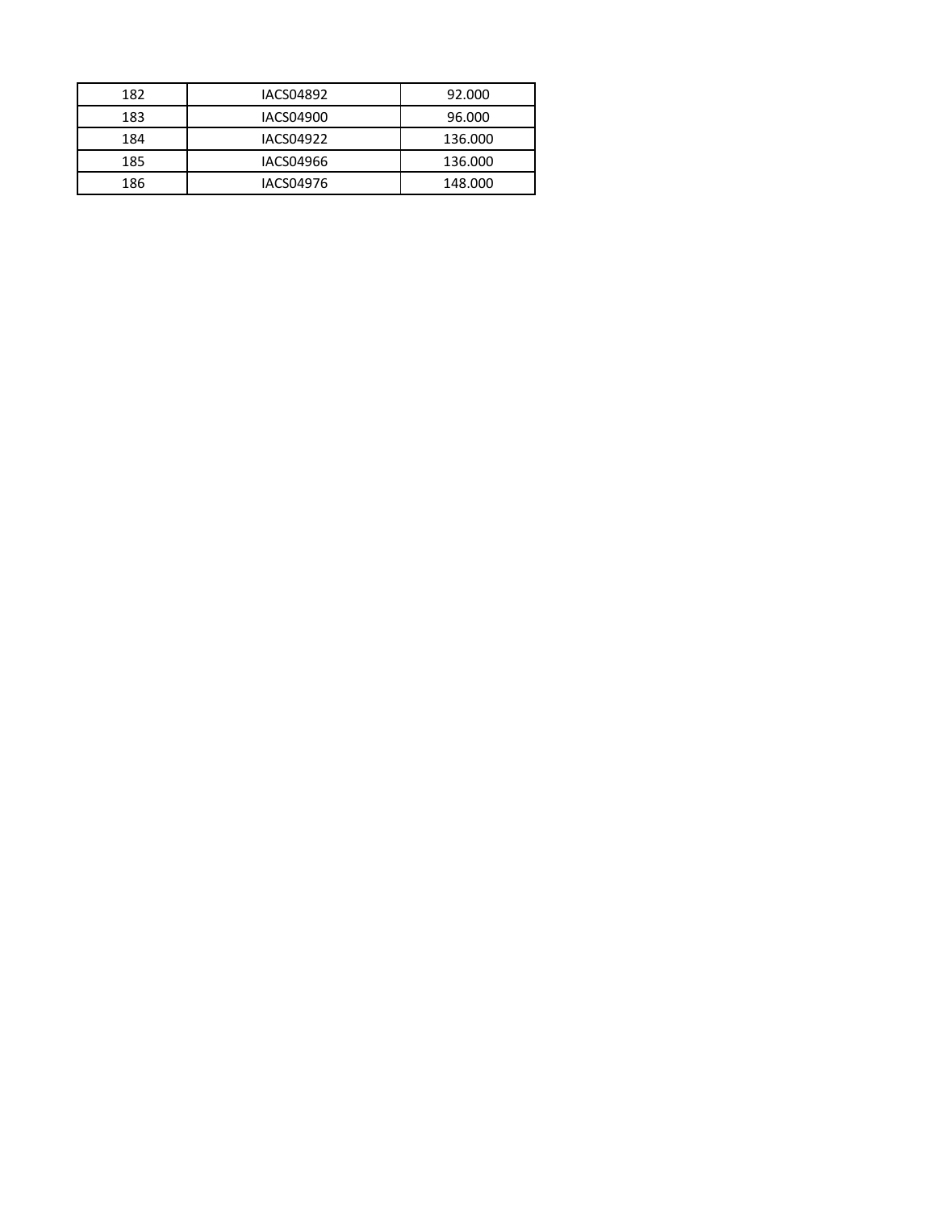| | | |
|---|---|---|
| 182 | IACS04892 | 92.000 |
| 183 | IACS04900 | 96.000 |
| 184 | IACS04922 | 136.000 |
| 185 | IACS04966 | 136.000 |
| 186 | IACS04976 | 148.000 |